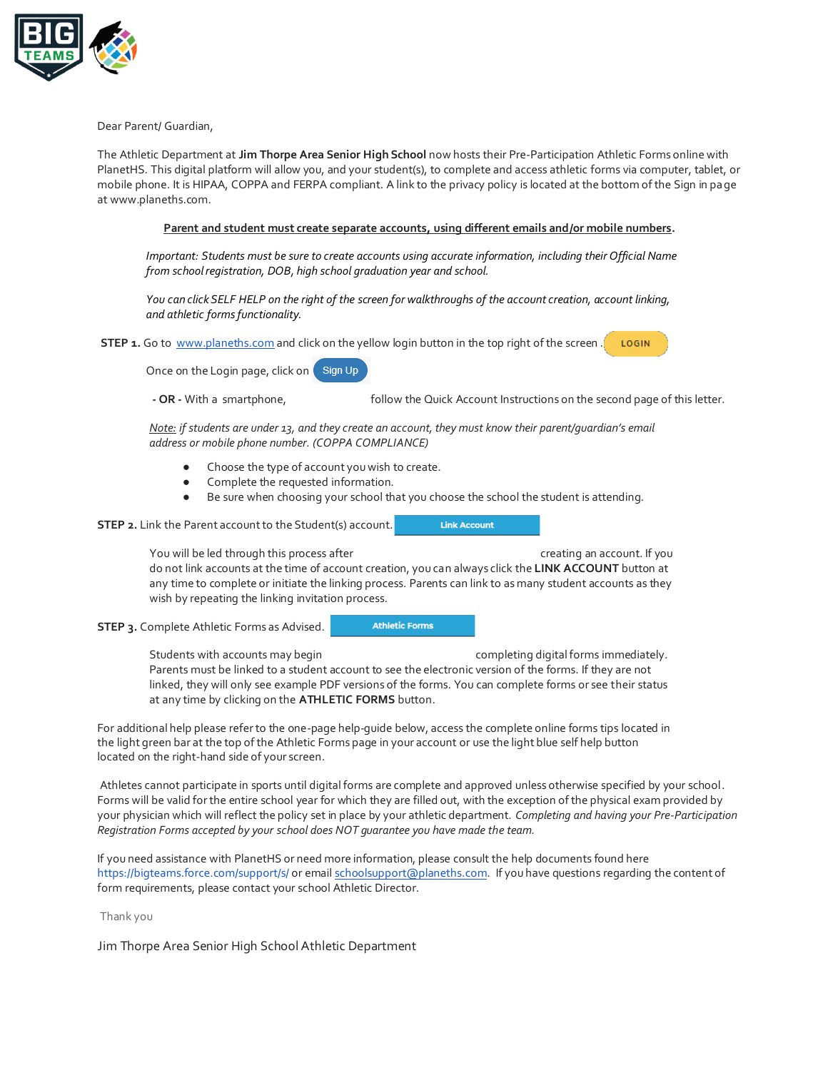Dear Parent/ Guardian,

The Athletic Department at **Jim Thorpe Area Senior High School** now hosts their Pre-Participation Athletic Forms online with PlanetHS. This digital platform will allow you, and your student(s), to complete and access athletic forms via computer, tablet, or mobile phone. It is HIPAA, COPPA and FERPA compliant. A link to the privacy policy is located at the bottom of the Sign in page at www.planeths.com.

**Parent and student must create separate accounts, using different emails and/or mobile numbers.**

*Important: Students must be sure to create accounts using accurate information, including their Official Name from school registration, DOB, high school graduation year and school.*

*You can click SELF HELP on the right of the screen for walkthroughs of the account creation, account linking, and athletic forms functionality.*

**STEP 1.** Go to www.planeths.com and click on the yellow login button in the top right of the screen. LOGIN

Once on the Login page, click on Sign Up

**- OR -** With a smartphone, follow the Quick Account Instructions on the second page of this letter.

*Note: if students are under 13, and they create an account, they must know their parent/guardian's email address or mobile phone number. (COPPA COMPLIANCE)*

- Choose the type of account you wish to create.
- Complete the requested information.
- Be sure when choosing your school that you choose the school the student is attending.

**STEP 2.** Link the Parent account to the Student(s) account. Link Account

You will be led through this process after creating an account. If you do not link accounts at the time of account creation, you can always click the **LINK ACCOUNT** button at any time to complete or initiate the linking process. Parents can link to as many student accounts as they wish by repeating the linking invitation process.

**STEP 3.** Complete Athletic Forms as Advised. Athletic Forms

Students with accounts may begin completing digital forms immediately. Parents must be linked to a student account to see the electronic version of the forms. If they are not linked, they will only see example PDF versions of the forms. You can complete forms or see their status at any time by clicking on the **ATHLETIC FORMS** button.

For additional help please refer to the one-page help-guide below, access the complete online forms tips located in the light green bar at the top of the Athletic Forms page in your account or use the light blue self help button located on the right-hand side of your screen.

Athletes cannot participate in sports until digital forms are complete and approved unless otherwise specified by your school. Forms will be valid for the entire school year for which they are filled out, with the exception of the physical exam provided by your physician which will reflect the policy set in place by your athletic department. *Completing and having your Pre-Participation Registration Forms accepted by your school does NOT guarantee you have made the team.*

If you need assistance with PlanetHS or need more information, please consult the help documents found here https://bigteams.force.com/support/s/ or email schoolsupport@planeths.com. If you have questions regarding the content of form requirements, please contact your school Athletic Director.

Thank you

Jim Thorpe Area Senior High School Athletic Department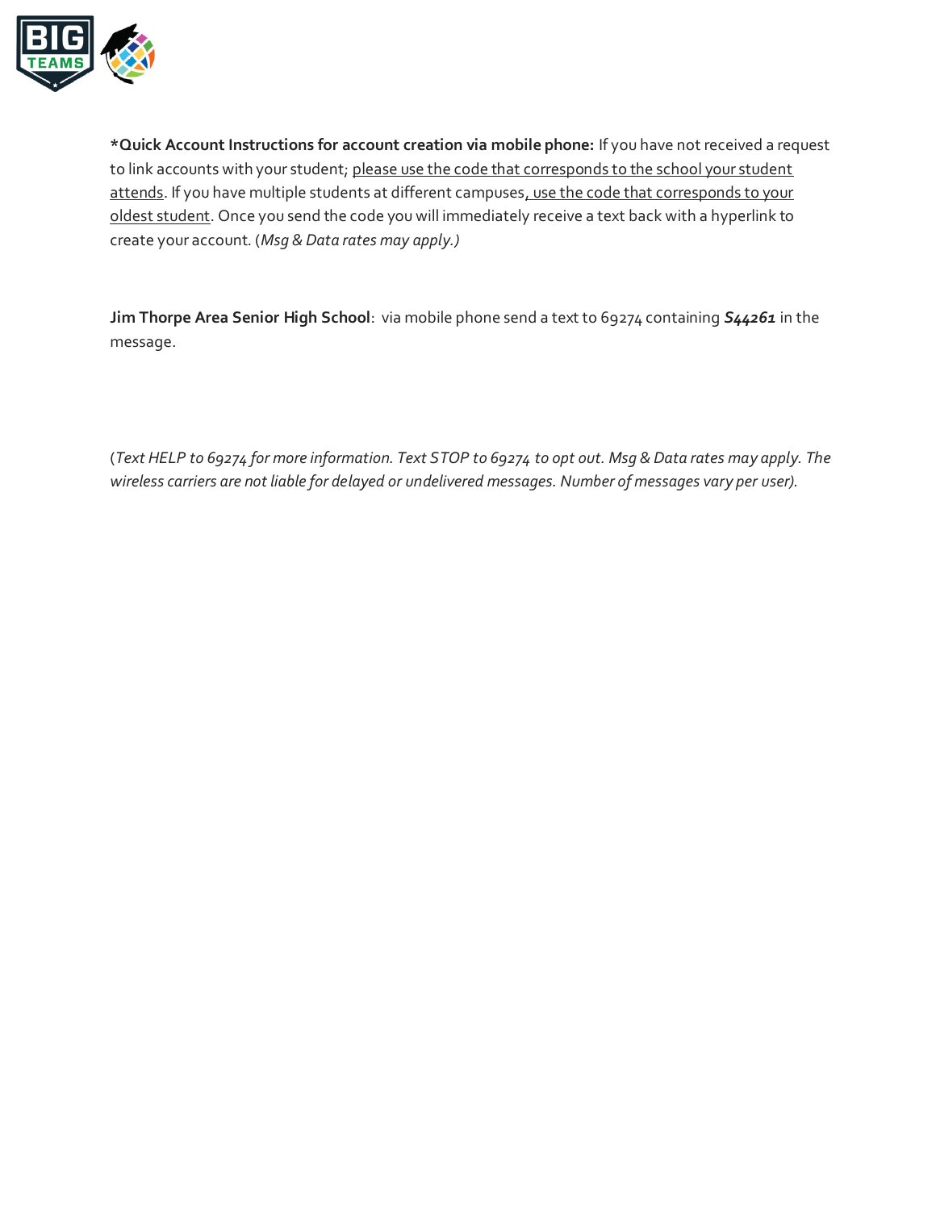***Quick Account Instructions for account creation via mobile phone:** If you have not received a request to link accounts with your student; please use the code that corresponds to the school your student attends. If you have multiple students at different campuses, use the code that corresponds to your oldest student. Once you send the code you will immediately receive a text back with a hyperlink to create your account. (*Msg & Data rates may apply.)*

**Jim Thorpe Area Senior High School**: via mobile phone send a text to 69274 containing ***S44261*** in the message.

(*Text HELP to 69274 for more information. Text STOP to 69274 to opt out. Msg & Data rates may apply. The wireless carriers are not liable for delayed or undelivered messages. Number of messages vary per user).*